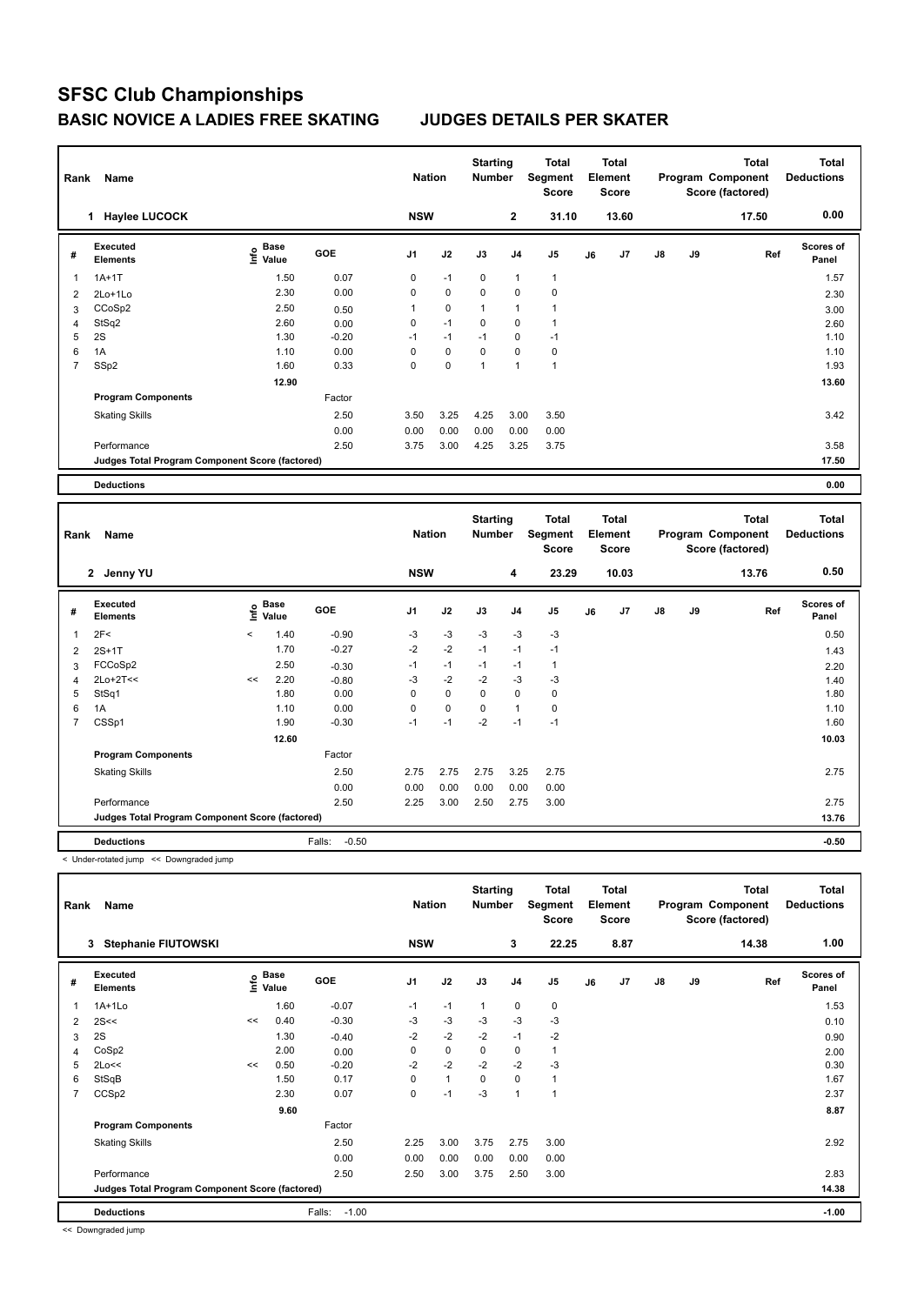# SFSC Club Championships

## BASIC NOVICE A LADIES FREE SKATING JUDGES DETAILS PER SKATER

| Rank | Name | Nation | Starting Number | Total Segment Score | Total Element Score | Total Program Component Score (factored) | Total Deductions |
|---|---|---|---|---|---|---|---|
| 1 | Haylee LUCOCK | NSW | 2 | 31.10 | 13.60 | 17.50 | 0.00 |

| # | Executed Elements | Info | Base Value | GOE | J1 | J2 | J3 | J4 | J5 | J6 | J7 | J8 | J9 | Ref | Scores of Panel |
|---|---|---|---|---|---|---|---|---|---|---|---|---|---|---|---|
| 1 | 1A+1T | | 1.50 | 0.07 | 0 | -1 | 0 | 1 | 1 | | | | | | 1.57 |
| 2 | 2Lo+1Lo | | 2.30 | 0.00 | 0 | 0 | 0 | 0 | 0 | | | | | | 2.30 |
| 3 | CCoSp2 | | 2.50 | 0.50 | 1 | 0 | 1 | 1 | 1 | | | | | | 3.00 |
| 4 | StSq2 | | 2.60 | 0.00 | 0 | -1 | 0 | 0 | 1 | | | | | | 2.60 |
| 5 | 2S | | 1.30 | -0.20 | -1 | -1 | -1 | 0 | -1 | | | | | | 1.10 |
| 6 | 1A | | 1.10 | 0.00 | 0 | 0 | 0 | 0 | 0 | | | | | | 1.10 |
| 7 | SSp2 | | 1.60 | 0.33 | 0 | 0 | 1 | 1 | 1 | | | | | | 1.93 |
| | | | 12.90 | | | | | | | | | | | | 13.60 |
| | **Program Components** | | | Factor | | | | | | | | | | | |
| | Skating Skills | | | 2.50 | 3.50 | 3.25 | 4.25 | 3.00 | 3.50 | | | | | | 3.42 |
| | | | | 0.00 | 0.00 | 0.00 | 0.00 | 0.00 | 0.00 | | | | | | |
| | Performance | | | 2.50 | 3.75 | 3.00 | 4.25 | 3.25 | 3.75 | | | | | | 3.58 |
| | **Judges Total Program Component Score (factored)** | | | | | | | | | | | | | | 17.50 |
| | **Deductions** | | | | | | | | | | | | | | 0.00 |

| Rank | Name | Nation | Starting Number | Total Segment Score | Total Element Score | Total Program Component Score (factored) | Total Deductions |
|---|---|---|---|---|---|---|---|
| 2 | Jenny YU | NSW | 4 | 23.29 | 10.03 | 13.76 | 0.50 |

| # | Executed Elements | Info | Base Value | GOE | J1 | J2 | J3 | J4 | J5 | J6 | J7 | J8 | J9 | Ref | Scores of Panel |
|---|---|---|---|---|---|---|---|---|---|---|---|---|---|---|---|
| 1 | 2F< | < | 1.40 | -0.90 | -3 | -3 | -3 | -3 | -3 | | | | | | 0.50 |
| 2 | 2S+1T | | 1.70 | -0.27 | -2 | -2 | -1 | -1 | -1 | | | | | | 1.43 |
| 3 | FCCoSp2 | | 2.50 | -0.30 | -1 | -1 | -1 | -1 | 1 | | | | | | 2.20 |
| 4 | 2Lo+2T<< | << | 2.20 | -0.80 | -3 | -2 | -2 | -3 | -3 | | | | | | 1.40 |
| 5 | StSq1 | | 1.80 | 0.00 | 0 | 0 | 0 | 0 | 0 | | | | | | 1.80 |
| 6 | 1A | | 1.10 | 0.00 | 0 | 0 | 0 | 1 | 0 | | | | | | 1.10 |
| 7 | CSSp1 | | 1.90 | -0.30 | -1 | -1 | -2 | -1 | -1 | | | | | | 1.60 |
| | | | 12.60 | | | | | | | | | | | | 10.03 |
| | **Program Components** | | | Factor | | | | | | | | | | | |
| | Skating Skills | | | 2.50 | 2.75 | 2.75 | 2.75 | 3.25 | 2.75 | | | | | | 2.75 |
| | | | | 0.00 | 0.00 | 0.00 | 0.00 | 0.00 | 0.00 | | | | | | |
| | Performance | | | 2.50 | 2.25 | 3.00 | 2.50 | 2.75 | 3.00 | | | | | | 2.75 |
| | **Judges Total Program Component Score (factored)** | | | | | | | | | | | | | | 13.76 |
| | **Deductions** | | | Falls: -0.50 | | | | | | | | | | | -0.50 |

< Under-rotated jump << Downgraded jump

| Rank | Name | Nation | Starting Number | Total Segment Score | Total Element Score | Total Program Component Score (factored) | Total Deductions |
|---|---|---|---|---|---|---|---|
| 3 | Stephanie FIUTOWSKI | NSW | 3 | 22.25 | 8.87 | 14.38 | 1.00 |

| # | Executed Elements | Info | Base Value | GOE | J1 | J2 | J3 | J4 | J5 | J6 | J7 | J8 | J9 | Ref | Scores of Panel |
|---|---|---|---|---|---|---|---|---|---|---|---|---|---|---|---|
| 1 | 1A+1Lo | | 1.60 | -0.07 | -1 | -1 | 1 | 0 | 0 | | | | | | 1.53 |
| 2 | 2S<< | << | 0.40 | -0.30 | -3 | -3 | -3 | -3 | -3 | | | | | | 0.10 |
| 3 | 2S | | 1.30 | -0.40 | -2 | -2 | -2 | -1 | -2 | | | | | | 0.90 |
| 4 | CoSp2 | | 2.00 | 0.00 | 0 | 0 | 0 | 0 | 1 | | | | | | 2.00 |
| 5 | 2Lo<< | << | 0.50 | -0.20 | -2 | -2 | -2 | -2 | -3 | | | | | | 0.30 |
| 6 | StSqB | | 1.50 | 0.17 | 0 | 1 | 0 | 0 | 1 | | | | | | 1.67 |
| 7 | CCSp2 | | 2.30 | 0.07 | 0 | -1 | -3 | 1 | 1 | | | | | | 2.37 |
| | | | 9.60 | | | | | | | | | | | | 8.87 |
| | **Program Components** | | | Factor | | | | | | | | | | | |
| | Skating Skills | | | 2.50 | 2.25 | 3.00 | 3.75 | 2.75 | 3.00 | | | | | | 2.92 |
| | | | | 0.00 | 0.00 | 0.00 | 0.00 | 0.00 | 0.00 | | | | | | |
| | Performance | | | 2.50 | 2.50 | 3.00 | 3.75 | 2.50 | 3.00 | | | | | | 2.83 |
| | **Judges Total Program Component Score (factored)** | | | | | | | | | | | | | | 14.38 |
| | **Deductions** | | | Falls: -1.00 | | | | | | | | | | | -1.00 |

<< Downgraded jump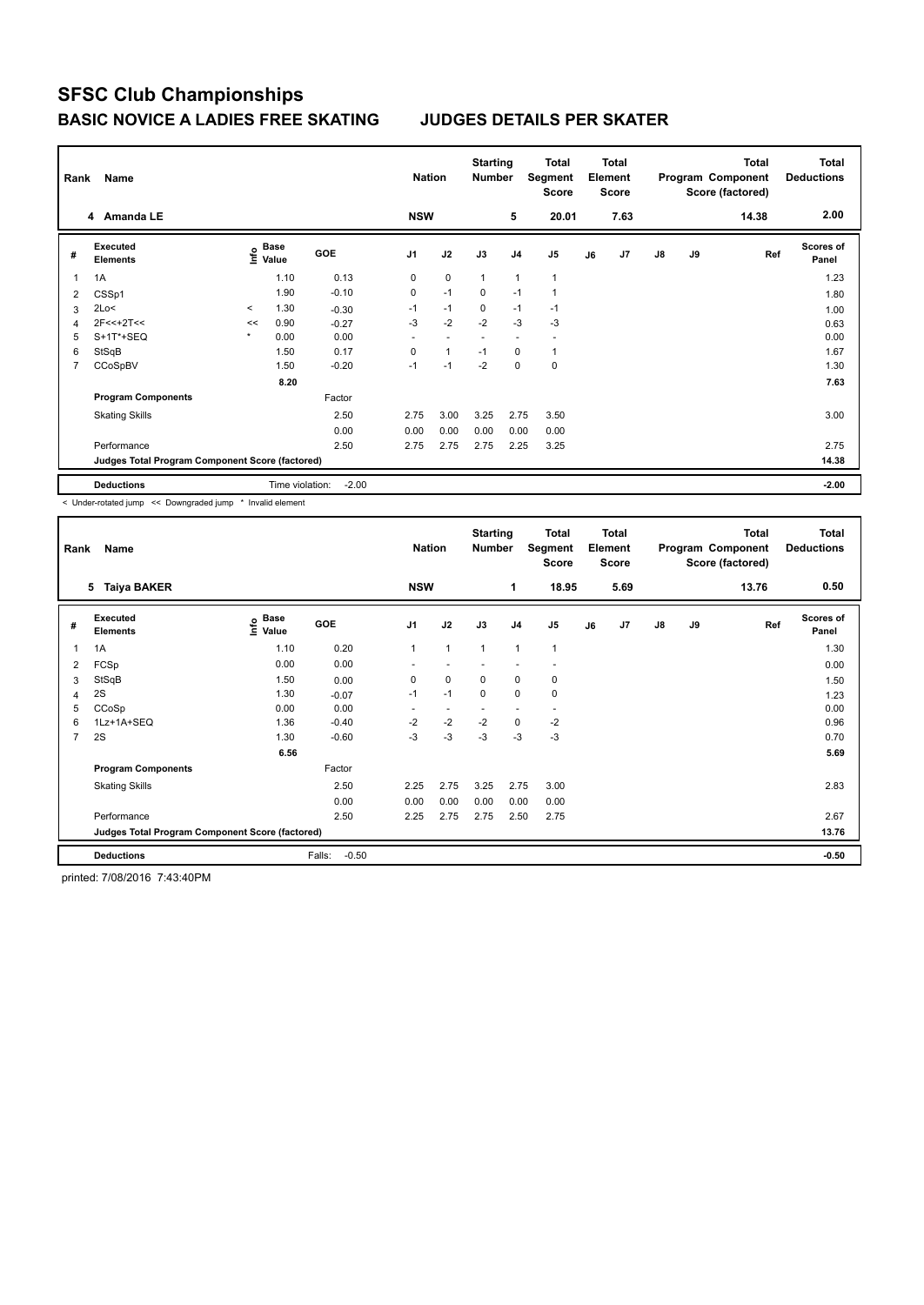# SFSC Club Championships

## BASIC NOVICE A LADIES FREE SKATING JUDGES DETAILS PER SKATER

| Rank | Name | Nation | Starting Number | Total Segment Score | Total Element Score | Total Program Component Score (factored) | Total Deductions |
|---|---|---|---|---|---|---|---|
| 4 | Amanda LE | NSW | 5 | 20.01 | 7.63 | 14.38 | 2.00 |

| # | Executed Elements | Info | Base Value | GOE | J1 | J2 | J3 | J4 | J5 | J6 | J7 | J8 | J9 | Ref | Scores of Panel |
|---|---|---|---|---|---|---|---|---|---|---|---|---|---|---|---|
| 1 | 1A | | 1.10 | 0.13 | 0 | 0 | 1 | 1 | 1 | | | | | | 1.23 |
| 2 | CSSp1 | | 1.90 | -0.10 | 0 | -1 | 0 | -1 | 1 | | | | | | 1.80 |
| 3 | 2Lo< | < | 1.30 | -0.30 | -1 | -1 | 0 | -1 | -1 | | | | | | 1.00 |
| 4 | 2F<<+2T<< | << | 0.90 | -0.27 | -3 | -2 | -2 | -3 | -3 | | | | | | 0.63 |
| 5 | S+1T*+SEQ | * | 0.00 | 0.00 | - | - | - | - | - | | | | | | 0.00 |
| 6 | StSqB | | 1.50 | 0.17 | 0 | 1 | -1 | 0 | 1 | | | | | | 1.67 |
| 7 | CCoSpBV | | 1.50 | -0.20 | -1 | -1 | -2 | 0 | 0 | | | | | | 1.30 |
| | | | 8.20 | | | | | | | | | | | | 7.63 |
| | **Program Components** | | | Factor | | | | | | | | | | | |
| | Skating Skills | | | 2.50 | 2.75 | 3.00 | 3.25 | 2.75 | 3.50 | | | | | | 3.00 |
| | | | | 0.00 | 0.00 | 0.00 | 0.00 | 0.00 | 0.00 | | | | | | |
| | Performance | | | 2.50 | 2.75 | 2.75 | 2.75 | 2.25 | 3.25 | | | | | | 2.75 |
| | Judges Total Program Component Score (factored) | | | | | | | | | | | | | | 14.38 |
| | **Deductions** | | Time violation: | -2.00 | | | | | | | | | | | -2.00 |

< Under-rotated jump << Downgraded jump * Invalid element

| Rank | Name | Nation | Starting Number | Total Segment Score | Total Element Score | Total Program Component Score (factored) | Total Deductions |
|---|---|---|---|---|---|---|---|
| 5 | Taiya BAKER | NSW | 1 | 18.95 | 5.69 | 13.76 | 0.50 |

| # | Executed Elements | Info | Base Value | GOE | J1 | J2 | J3 | J4 | J5 | J6 | J7 | J8 | J9 | Ref | Scores of Panel |
|---|---|---|---|---|---|---|---|---|---|---|---|---|---|---|---|
| 1 | 1A | | 1.10 | 0.20 | 1 | 1 | 1 | 1 | 1 | | | | | | 1.30 |
| 2 | FCSp | | 0.00 | 0.00 | - | - | - | - | - | | | | | | 0.00 |
| 3 | StSqB | | 1.50 | 0.00 | 0 | 0 | 0 | 0 | 0 | | | | | | 1.50 |
| 4 | 2S | | 1.30 | -0.07 | -1 | -1 | 0 | 0 | 0 | | | | | | 1.23 |
| 5 | CCoSp | | 0.00 | 0.00 | - | - | - | - | - | | | | | | 0.00 |
| 6 | 1Lz+1A+SEQ | | 1.36 | -0.40 | -2 | -2 | -2 | 0 | -2 | | | | | | 0.96 |
| 7 | 2S | | 1.30 | -0.60 | -3 | -3 | -3 | -3 | -3 | | | | | | 0.70 |
| | | | 6.56 | | | | | | | | | | | | 5.69 |
| | **Program Components** | | | Factor | | | | | | | | | | | |
| | Skating Skills | | | 2.50 | 2.25 | 2.75 | 3.25 | 2.75 | 3.00 | | | | | | 2.83 |
| | | | | 0.00 | 0.00 | 0.00 | 0.00 | 0.00 | 0.00 | | | | | | |
| | Performance | | | 2.50 | 2.25 | 2.75 | 2.75 | 2.50 | 2.75 | | | | | | 2.67 |
| | Judges Total Program Component Score (factored) | | | | | | | | | | | | | | 13.76 |
| | **Deductions** | | Falls: | -0.50 | | | | | | | | | | | -0.50 |

printed: 7/08/2016 7:43:40PM